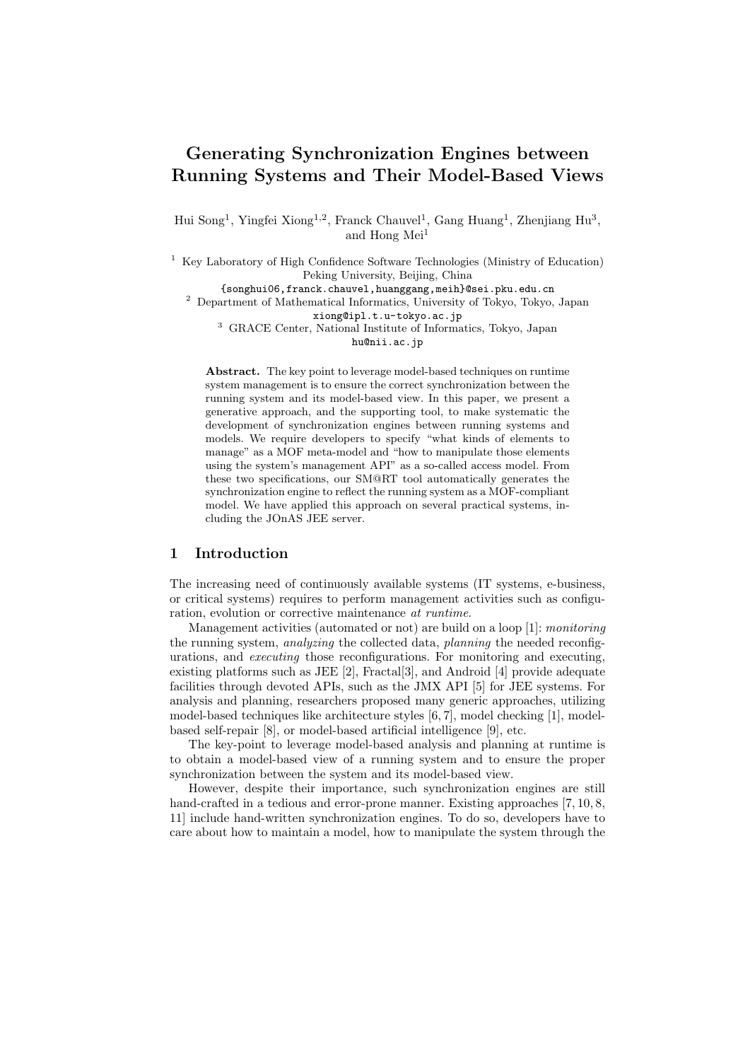# Generating Synchronization Engines between Running Systems and Their Model-Based Views

Hui Song[1], Yingfei Xiong[1,2], Franck Chauvel[1], Gang Huang[1], Zhenjiang Hu[3], and Hong Mei[1]

[1] Key Laboratory of High Confidence Software Technologies (Ministry of Education) Peking University, Beijing, China
{songhui06,franck.chauvel,huanggang,meih}@sei.pku.edu.cn

[2] Department of Mathematical Informatics, University of Tokyo, Tokyo, Japan
xiong@ipl.t.u-tokyo.ac.jp

[3] GRACE Center, National Institute of Informatics, Tokyo, Japan
hu@nii.ac.jp

**Abstract.** The key point to leverage model-based techniques on runtime system management is to ensure the correct synchronization between the running system and its model-based view. In this paper, we present a generative approach, and the supporting tool, to make systematic the development of synchronization engines between running systems and models. We require developers to specify "what kinds of elements to manage" as a MOF meta-model and "how to manipulate those elements using the system's management API" as a so-called access model. From these two specifications, our SM@RT tool automatically generates the synchronization engine to reflect the running system as a MOF-compliant model. We have applied this approach on several practical systems, including the JOnAS JEE server.

## 1 Introduction

The increasing need of continuously available systems (IT systems, e-business, or critical systems) requires to perform management activities such as configuration, evolution or corrective maintenance *at runtime*.

Management activities (automated or not) are build on a loop [1]: *monitoring* the running system, *analyzing* the collected data, *planning* the needed reconfigurations, and *executing* those reconfigurations. For monitoring and executing, existing platforms such as JEE [2], Fractal[3], and Android [4] provide adequate facilities through devoted APIs, such as the JMX API [5] for JEE systems. For analysis and planning, researchers proposed many generic approaches, utilizing model-based techniques like architecture styles [6, 7], model checking [1], model-based self-repair [8], or model-based artificial intelligence [9], etc.

The key-point to leverage model-based analysis and planning at runtime is to obtain a model-based view of a running system and to ensure the proper synchronization between the system and its model-based view.

However, despite their importance, such synchronization engines are still hand-crafted in a tedious and error-prone manner. Existing approaches [7, 10, 8, 11] include hand-written synchronization engines. To do so, developers have to care about how to maintain a model, how to manipulate the system through the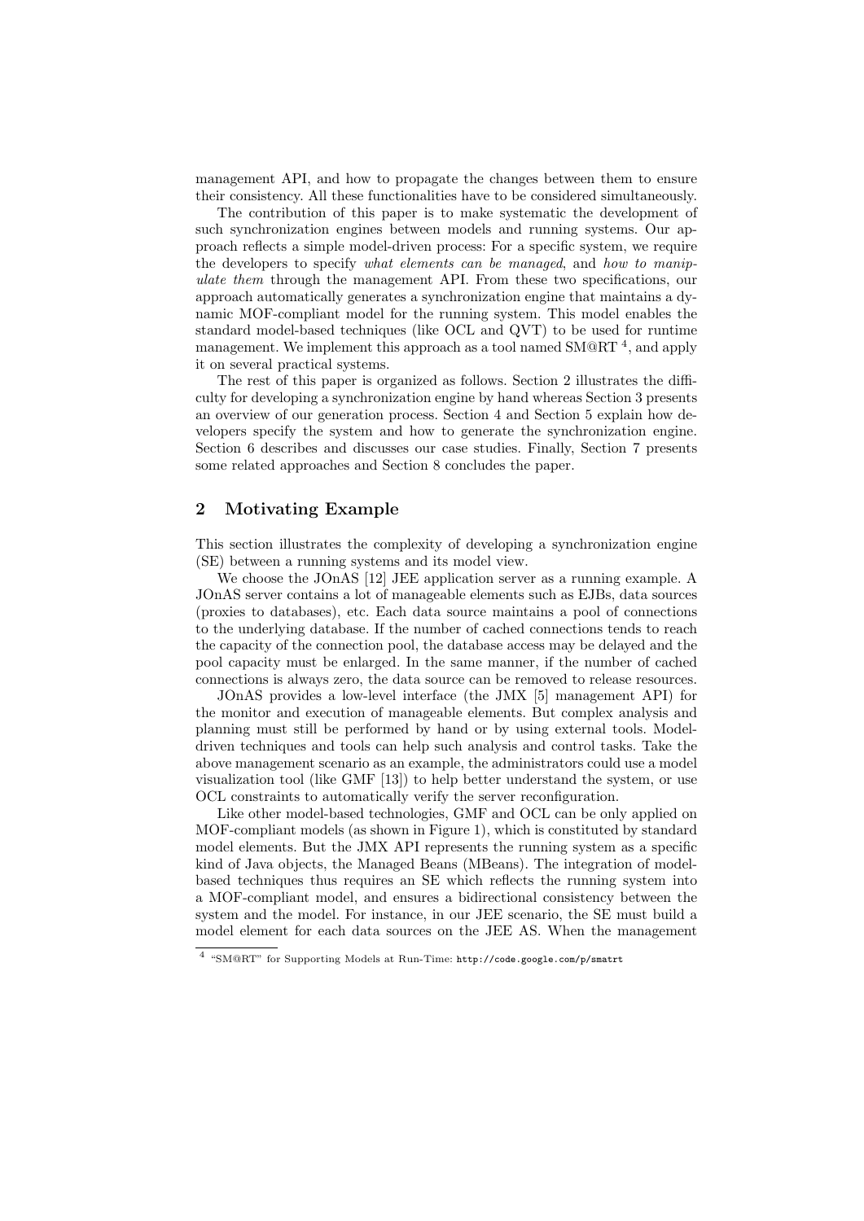management API, and how to propagate the changes between them to ensure their consistency. All these functionalities have to be considered simultaneously.

The contribution of this paper is to make systematic the development of such synchronization engines between models and running systems. Our approach reflects a simple model-driven process: For a specific system, we require the developers to specify *what elements can be managed*, and *how to manipulate them* through the management API. From these two specifications, our approach automatically generates a synchronization engine that maintains a dynamic MOF-compliant model for the running system. This model enables the standard model-based techniques (like OCL and QVT) to be used for runtime management. We implement this approach as a tool named SM@RT [4], and apply it on several practical systems.

The rest of this paper is organized as follows. Section 2 illustrates the difficulty for developing a synchronization engine by hand whereas Section 3 presents an overview of our generation process. Section 4 and Section 5 explain how developers specify the system and how to generate the synchronization engine. Section 6 describes and discusses our case studies. Finally, Section 7 presents some related approaches and Section 8 concludes the paper.

## 2 Motivating Example

This section illustrates the complexity of developing a synchronization engine (SE) between a running systems and its model view.

We choose the JOnAS [12] JEE application server as a running example. A JOnAS server contains a lot of manageable elements such as EJBs, data sources (proxies to databases), etc. Each data source maintains a pool of connections to the underlying database. If the number of cached connections tends to reach the capacity of the connection pool, the database access may be delayed and the pool capacity must be enlarged. In the same manner, if the number of cached connections is always zero, the data source can be removed to release resources.

JOnAS provides a low-level interface (the JMX [5] management API) for the monitor and execution of manageable elements. But complex analysis and planning must still be performed by hand or by using external tools. Model-driven techniques and tools can help such analysis and control tasks. Take the above management scenario as an example, the administrators could use a model visualization tool (like GMF [13]) to help better understand the system, or use OCL constraints to automatically verify the server reconfiguration.

Like other model-based technologies, GMF and OCL can be only applied on MOF-compliant models (as shown in Figure 1), which is constituted by standard model elements. But the JMX API represents the running system as a specific kind of Java objects, the Managed Beans (MBeans). The integration of model-based techniques thus requires an SE which reflects the running system into a MOF-compliant model, and ensures a bidirectional consistency between the system and the model. For instance, in our JEE scenario, the SE must build a model element for each data sources on the JEE AS. When the management

[4] "SM@RT" for Supporting Models at Run-Time: http://code.google.com/p/smatrt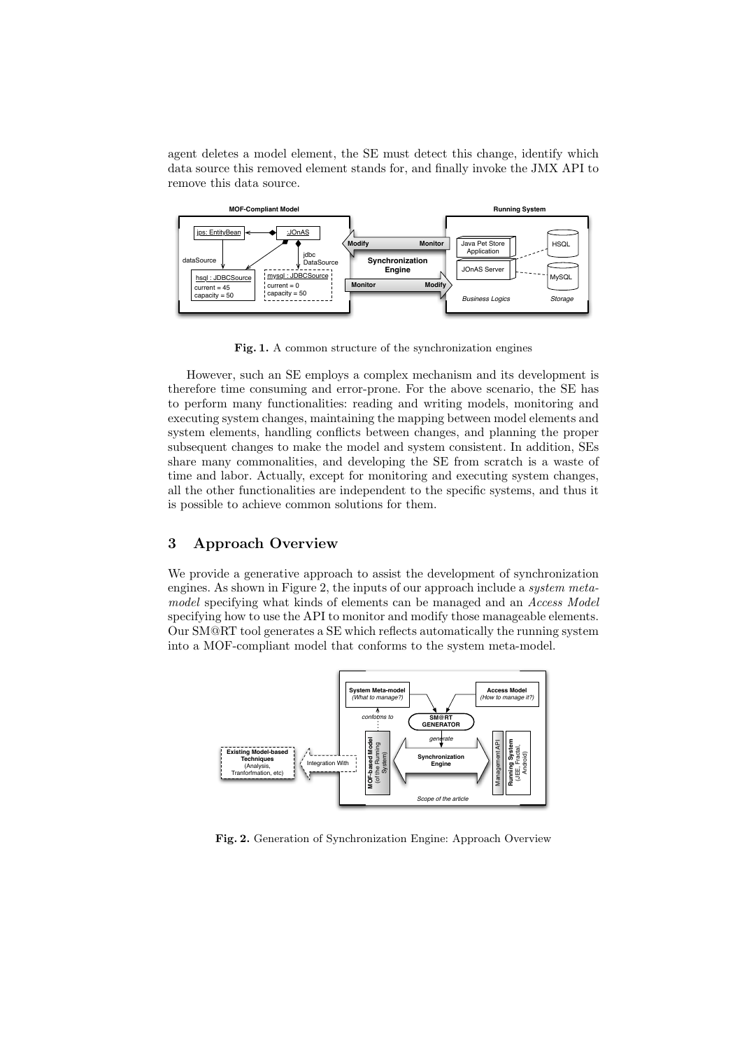agent deletes a model element, the SE must detect this change, identify which data source this removed element stands for, and finally invoke the JMX API to remove this data source.

**Fig. 1.** A common structure of the synchronization engines

However, such an SE employs a complex mechanism and its development is therefore time consuming and error-prone. For the above scenario, the SE has to perform many functionalities: reading and writing models, monitoring and executing system changes, maintaining the mapping between model elements and system elements, handling conflicts between changes, and planning the proper subsequent changes to make the model and system consistent. In addition, SEs share many commonalities, and developing the SE from scratch is a waste of time and labor. Actually, except for monitoring and executing system changes, all the other functionalities are independent to the specific systems, and thus it is possible to achieve common solutions for them.

## 3 Approach Overview

We provide a generative approach to assist the development of synchronization engines. As shown in Figure 2, the inputs of our approach include a *system meta-model* specifying what kinds of elements can be managed and an *Access Model* specifying how to use the API to monitor and modify those manageable elements. Our SM@RT tool generates a SE which reflects automatically the running system into a MOF-compliant model that conforms to the system meta-model.

**Fig. 2.** Generation of Synchronization Engine: Approach Overview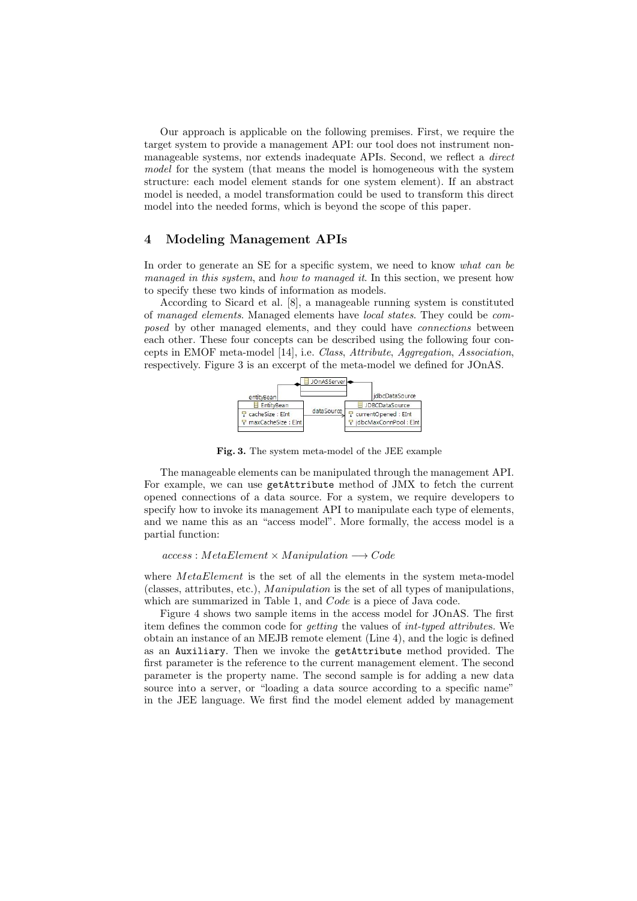Our approach is applicable on the following premises. First, we require the target system to provide a management API: our tool does not instrument non-manageable systems, nor extends inadequate APIs. Second, we reflect a *direct model* for the system (that means the model is homogeneous with the system structure: each model element stands for one system element). If an abstract model is needed, a model transformation could be used to transform this direct model into the needed forms, which is beyond the scope of this paper.

## 4 Modeling Management APIs

In order to generate an SE for a specific system, we need to know *what can be managed in this system*, and *how to managed it*. In this section, we present how to specify these two kinds of information as models.

According to Sicard et al. [8], a manageable running system is constituted of *managed elements*. Managed elements have *local states*. They could be *composed* by other managed elements, and they could have *connections* between each other. These four concepts can be described using the following four concepts in EMOF meta-model [14], i.e. *Class*, *Attribute*, *Aggregation*, *Association*, respectively. Figure 3 is an excerpt of the meta-model we defined for JOnAS.

**Fig. 3.** The system meta-model of the JEE example

The manageable elements can be manipulated through the management API. For example, we can use `getAttribute` method of JMX to fetch the current opened connections of a data source. For a system, we require developers to specify how to invoke its management API to manipulate each type of elements, and we name this as an "access model". More formally, the access model is a partial function:

$$access : MetaElement \times Manipulation \longrightarrow Code$$

where $MetaElement$ is the set of all the elements in the system meta-model (classes, attributes, etc.), $Manipulation$ is the set of all types of manipulations, which are summarized in Table 1, and $Code$ is a piece of Java code.

Figure 4 shows two sample items in the access model for JOnAS. The first item defines the common code for *getting* the values of *int-typed attributes*. We obtain an instance of an MEJB remote element (Line 4), and the logic is defined as an `Auxiliary`. Then we invoke the `getAttribute` method provided. The first parameter is the reference to the current management element. The second parameter is the property name. The second sample is for adding a new data source into a server, or "loading a data source according to a specific name" in the JEE language. We first find the model element added by management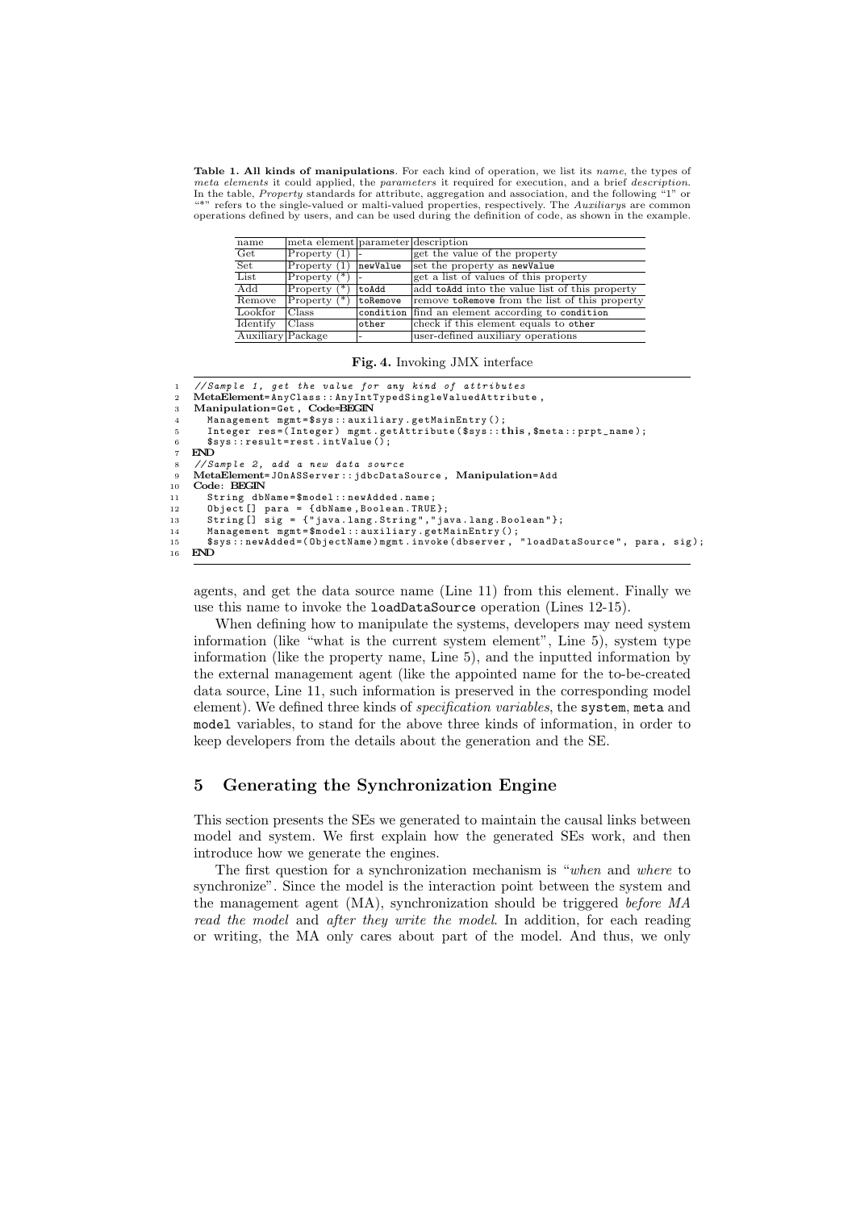**Table 1. All kinds of manipulations**. For each kind of operation, we list its *name*, the types of *meta elements* it could applied, the *parameters* it required for execution, and a brief *description*. In the table, *Property* standards for attribute, aggregation and association, and the following "1" or "*" refers to the single-valued or malti-valued properties, respectively. The *Auxiliary*s are common operations defined by users, and can be used during the definition of code, as shown in the example.

| name | meta element | parameter | description |
|---|---|---|---|
| Get | Property (1) | - | get the value of the property |
| Set | Property (1) | `newValue` | set the property as `newValue` |
| List | Property (*) | - | get a list of values of this property |
| Add | Property (*) | `toAdd` | add `toAdd` into the value list of this property |
| Remove | Property (*) | `toRemove` | remove `toRemove` from the list of this property |
| Lookfor | Class | `condition` | find an element according to `condition` |
| Identify | Class | `other` | check if this element equals to `other` |
| Auxiliary | Package | - | user-defined auxiliary operations |

**Fig. 4.** Invoking JMX interface

```
1  //Sample 1, get the value for any kind of attributes
2  MetaElement=AnyClass::AnyIntTypedSingleValuedAttribute,
3  Manipulation=Get, Code=BEGIN
4    Management mgmt=$sys::auxiliary.getMainEntry();
5    Integer res=(Integer) mgmt.getAttribute($sys::this,$meta::prpt_name);
6    $sys::result=rest.intValue();
7  END
8  //Sample 2, add a new data source
9  MetaElement=JOnASServer::jdbcDataSource, Manipulation=Add
10 Code: BEGIN
11   String dbName=$model::newAdded.name;
12   Object[] para = {dbName,Boolean.TRUE};
13   String[] sig = {"java.lang.String","java.lang.Boolean"};
14   Management mgmt=$model::auxiliary.getMainEntry();
15   $sys::newAdded=(ObjectName)mgmt.invoke(dbserver, "loadDataSource", para, sig);
16 END
```

agents, and get the data source name (Line 11) from this element. Finally we use this name to invoke the `loadDataSource` operation (Lines 12-15).

When defining how to manipulate the systems, developers may need system information (like "what is the current system element", Line 5), system type information (like the property name, Line 5), and the inputted information by the external management agent (like the appointed name for the to-be-created data source, Line 11, such information is preserved in the corresponding model element). We defined three kinds of *specification variables*, the `system`, `meta` and `model` variables, to stand for the above three kinds of information, in order to keep developers from the details about the generation and the SE.

## 5 Generating the Synchronization Engine

This section presents the SEs we generated to maintain the causal links between model and system. We first explain how the generated SEs work, and then introduce how we generate the engines.

The first question for a synchronization mechanism is "*when* and *where* to synchronize". Since the model is the interaction point between the system and the management agent (MA), synchronization should be triggered *before MA read the model* and *after they write the model*. In addition, for each reading or writing, the MA only cares about part of the model. And thus, we only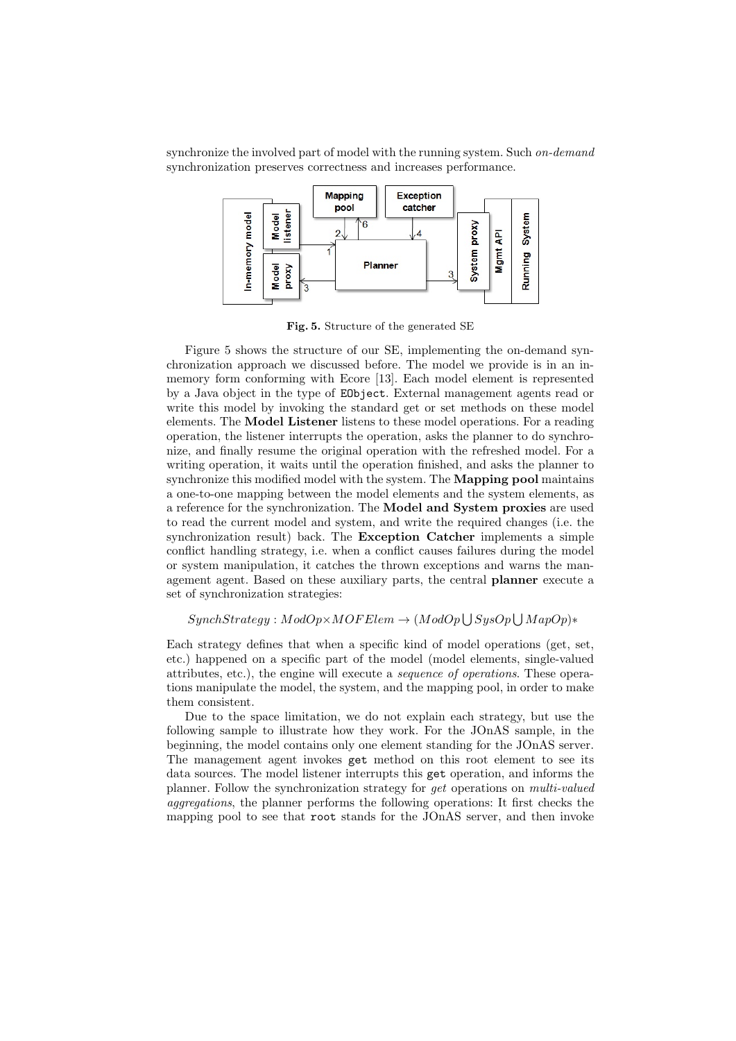synchronize the involved part of model with the running system. Such *on-demand* synchronization preserves correctness and increases performance.

**Fig. 5.** Structure of the generated SE

Figure 5 shows the structure of our SE, implementing the on-demand synchronization approach we discussed before. The model we provide is in an in-memory form conforming with Ecore [13]. Each model element is represented by a Java object in the type of `EObject`. External management agents read or write this model by invoking the standard get or set methods on these model elements. The **Model Listener** listens to these model operations. For a reading operation, the listener interrupts the operation, asks the planner to do synchronize, and finally resume the original operation with the refreshed model. For a writing operation, it waits until the operation finished, and asks the planner to synchronize this modified model with the system. The **Mapping pool** maintains a one-to-one mapping between the model elements and the system elements, as a reference for the synchronization. The **Model and System proxies** are used to read the current model and system, and write the required changes (i.e. the synchronization result) back. The **Exception Catcher** implements a simple conflict handling strategy, i.e. when a conflict causes failures during the model or system manipulation, it catches the thrown exceptions and warns the management agent. Based on these auxiliary parts, the central **planner** execute a set of synchronization strategies:

$$SynchStrategy : ModOp \times MOFElem \rightarrow (ModOp \bigcup SysOp \bigcup MapOp)*$$

Each strategy defines that when a specific kind of model operations (get, set, etc.) happened on a specific part of the model (model elements, single-valued attributes, etc.), the engine will execute a *sequence of operations*. These operations manipulate the model, the system, and the mapping pool, in order to make them consistent.

Due to the space limitation, we do not explain each strategy, but use the following sample to illustrate how they work. For the JOnAS sample, in the beginning, the model contains only one element standing for the JOnAS server. The management agent invokes `get` method on this root element to see its data sources. The model listener interrupts this `get` operation, and informs the planner. Follow the synchronization strategy for *get* operations on *multi-valued aggregations*, the planner performs the following operations: It first checks the mapping pool to see that `root` stands for the JOnAS server, and then invoke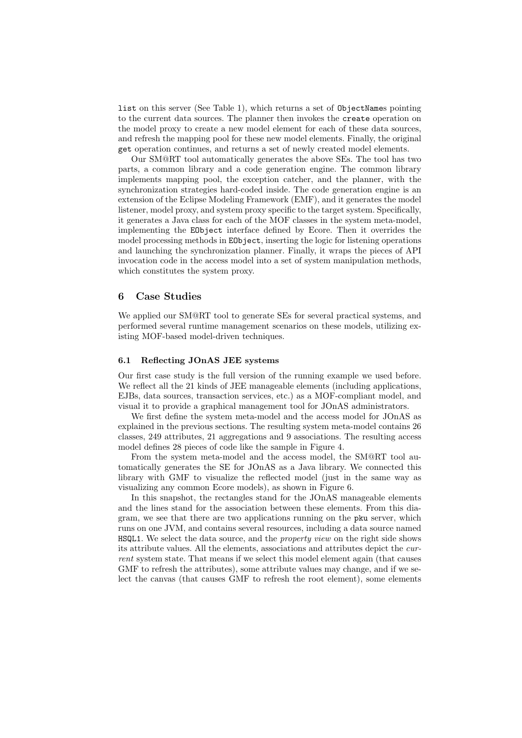list on this server (See Table 1), which returns a set of ObjectNames pointing to the current data sources. The planner then invokes the create operation on the model proxy to create a new model element for each of these data sources, and refresh the mapping pool for these new model elements. Finally, the original get operation continues, and returns a set of newly created model elements.

Our SM@RT tool automatically generates the above SEs. The tool has two parts, a common library and a code generation engine. The common library implements mapping pool, the exception catcher, and the planner, with the synchronization strategies hard-coded inside. The code generation engine is an extension of the Eclipse Modeling Framework (EMF), and it generates the model listener, model proxy, and system proxy specific to the target system. Specifically, it generates a Java class for each of the MOF classes in the system meta-model, implementing the EObject interface defined by Ecore. Then it overrides the model processing methods in EObject, inserting the logic for listening operations and launching the synchronization planner. Finally, it wraps the pieces of API invocation code in the access model into a set of system manipulation methods, which constitutes the system proxy.

## 6 Case Studies

We applied our SM@RT tool to generate SEs for several practical systems, and performed several runtime management scenarios on these models, utilizing existing MOF-based model-driven techniques.

### 6.1 Reflecting JOnAS JEE systems

Our first case study is the full version of the running example we used before. We reflect all the 21 kinds of JEE manageable elements (including applications, EJBs, data sources, transaction services, etc.) as a MOF-compliant model, and visual it to provide a graphical management tool for JOnAS administrators.

We first define the system meta-model and the access model for JOnAS as explained in the previous sections. The resulting system meta-model contains 26 classes, 249 attributes, 21 aggregations and 9 associations. The resulting access model defines 28 pieces of code like the sample in Figure 4.

From the system meta-model and the access model, the SM@RT tool automatically generates the SE for JOnAS as a Java library. We connected this library with GMF to visualize the reflected model (just in the same way as visualizing any common Ecore models), as shown in Figure 6.

In this snapshot, the rectangles stand for the JOnAS manageable elements and the lines stand for the association between these elements. From this diagram, we see that there are two applications running on the pku server, which runs on one JVM, and contains several resources, including a data source named HSQL1. We select the data source, and the *property view* on the right side shows its attribute values. All the elements, associations and attributes depict the *current* system state. That means if we select this model element again (that causes GMF to refresh the attributes), some attribute values may change, and if we select the canvas (that causes GMF to refresh the root element), some elements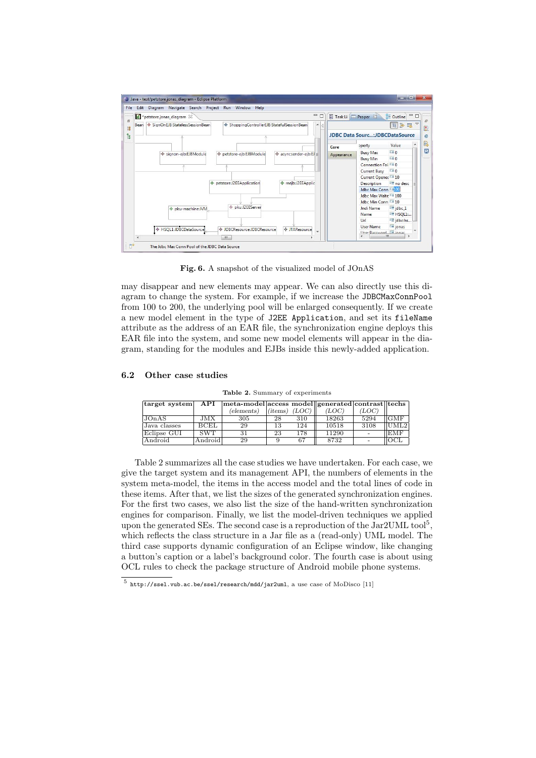**Fig. 6.** A snapshot of the visualized model of JOnAS

may disappear and new elements may appear. We can also directly use this diagram to change the system. For example, if we increase the `JDBCMaxConnPool` from 100 to 200, the underlying pool will be enlarged consequently. If we create a new model element in the type of `J2EE Application`, and set its `fileName` attribute as the address of an EAR file, the synchronization engine deploys this EAR file into the system, and some new model elements will appear in the diagram, standing for the modules and EJBs inside this newly-added application.

## 6.2 Other case studies

**Table 2.** Summary of experiments

| target system | API | meta-model | access model | | generated | contrast | techs |
|---|---|---|---|---|---|---|---|
| | | *(elements)* | *(items)* | *(LOC)* | *(LOC)* | *(LOC)* | |
| JOnAS | JMX | 305 | 28 | 310 | 18263 | 5294 | GMF |
| Java classes | BCEL | 29 | 13 | 124 | 10518 | 3108 | UML2 |
| Eclipse GUI | SWT | 31 | 23 | 178 | 11290 | - | EMF |
| Android | Android | 29 | 9 | 67 | 8732 | - | OCL |

Table 2 summarizes all the case studies we have undertaken. For each case, we give the target system and its management API, the numbers of elements in the system meta-model, the items in the access model and the total lines of code in these items. After that, we list the sizes of the generated synchronization engines. For the first two cases, we also list the size of the hand-written synchronization engines for comparison. Finally, we list the model-driven techniques we applied upon the generated SEs. The second case is a reproduction of the Jar2UML tool[5], which reflects the class structure in a Jar file as a (read-only) UML model. The third case supports dynamic configuration of an Eclipse window, like changing a button's caption or a label's background color. The fourth case is about using OCL rules to check the package structure of Android mobile phone systems.

[5] `http://ssel.vub.ac.be/ssel/research/mdd/jar2uml`, a use case of MoDisco [11]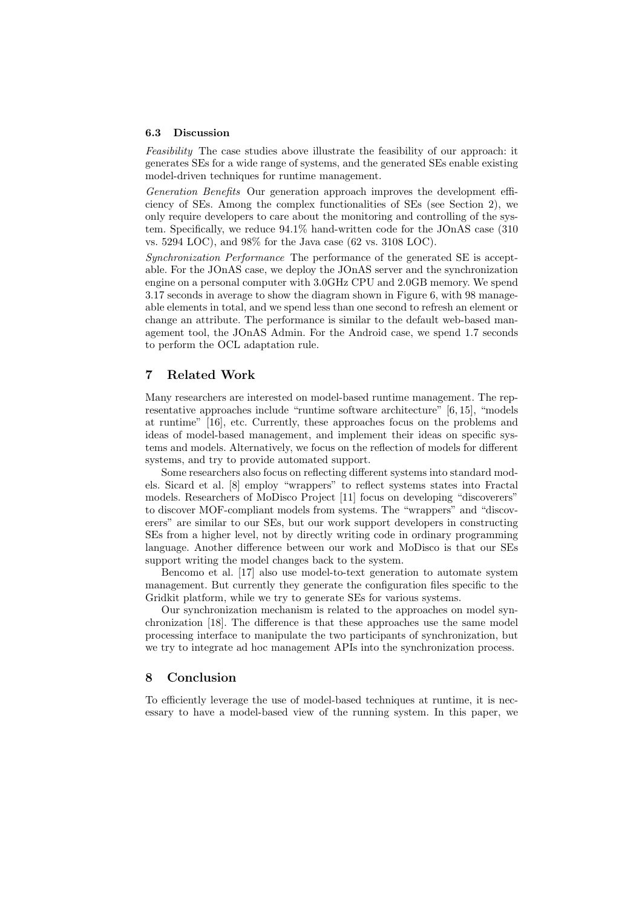### 6.3 Discussion

*Feasibility* The case studies above illustrate the feasibility of our approach: it generates SEs for a wide range of systems, and the generated SEs enable existing model-driven techniques for runtime management.

*Generation Benefits* Our generation approach improves the development efficiency of SEs. Among the complex functionalities of SEs (see Section 2), we only require developers to care about the monitoring and controlling of the system. Specifically, we reduce 94.1% hand-written code for the JOnAS case (310 vs. 5294 LOC), and 98% for the Java case (62 vs. 3108 LOC).

*Synchronization Performance* The performance of the generated SE is acceptable. For the JOnAS case, we deploy the JOnAS server and the synchronization engine on a personal computer with 3.0GHz CPU and 2.0GB memory. We spend 3.17 seconds in average to show the diagram shown in Figure 6, with 98 manageable elements in total, and we spend less than one second to refresh an element or change an attribute. The performance is similar to the default web-based management tool, the JOnAS Admin. For the Android case, we spend 1.7 seconds to perform the OCL adaptation rule.

## 7 Related Work

Many researchers are interested on model-based runtime management. The representative approaches include "runtime software architecture" [6, 15], "models at runtime" [16], etc. Currently, these approaches focus on the problems and ideas of model-based management, and implement their ideas on specific systems and models. Alternatively, we focus on the reflection of models for different systems, and try to provide automated support.

Some researchers also focus on reflecting different systems into standard models. Sicard et al. [8] employ "wrappers" to reflect systems states into Fractal models. Researchers of MoDisco Project [11] focus on developing "discoverers" to discover MOF-compliant models from systems. The "wrappers" and "discoverers" are similar to our SEs, but our work support developers in constructing SEs from a higher level, not by directly writing code in ordinary programming language. Another difference between our work and MoDisco is that our SEs support writing the model changes back to the system.

Bencomo et al. [17] also use model-to-text generation to automate system management. But currently they generate the configuration files specific to the Gridkit platform, while we try to generate SEs for various systems.

Our synchronization mechanism is related to the approaches on model synchronization [18]. The difference is that these approaches use the same model processing interface to manipulate the two participants of synchronization, but we try to integrate ad hoc management APIs into the synchronization process.

## 8 Conclusion

To efficiently leverage the use of model-based techniques at runtime, it is necessary to have a model-based view of the running system. In this paper, we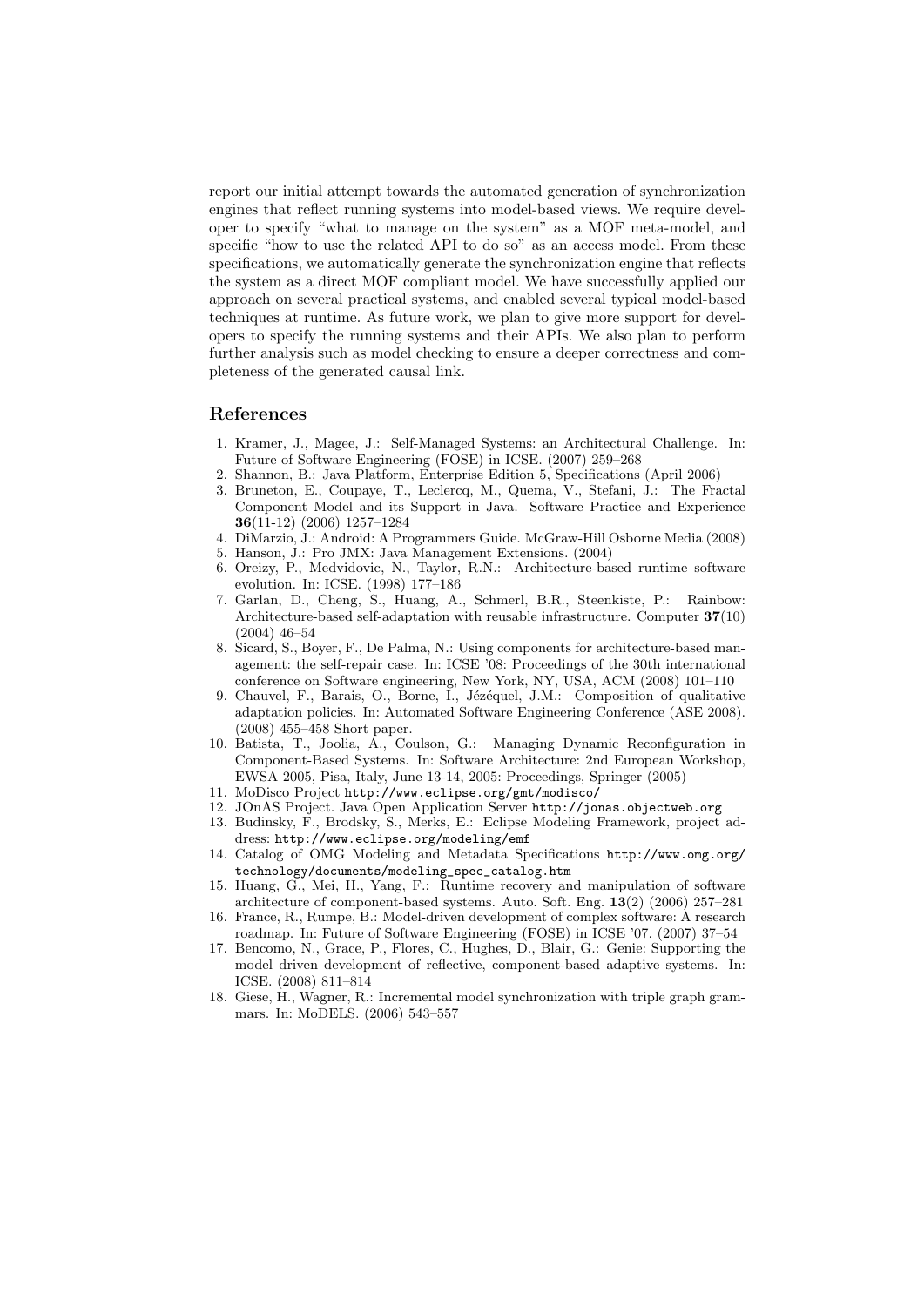report our initial attempt towards the automated generation of synchronization engines that reflect running systems into model-based views. We require developer to specify "what to manage on the system" as a MOF meta-model, and specific "how to use the related API to do so" as an access model. From these specifications, we automatically generate the synchronization engine that reflects the system as a direct MOF compliant model. We have successfully applied our approach on several practical systems, and enabled several typical model-based techniques at runtime. As future work, we plan to give more support for developers to specify the running systems and their APIs. We also plan to perform further analysis such as model checking to ensure a deeper correctness and completeness of the generated causal link.

## References

1. Kramer, J., Magee, J.: Self-Managed Systems: an Architectural Challenge. In: Future of Software Engineering (FOSE) in ICSE. (2007) 259–268
2. Shannon, B.: Java Platform, Enterprise Edition 5, Specifications (April 2006)
3. Bruneton, E., Coupaye, T., Leclercq, M., Quema, V., Stefani, J.: The Fractal Component Model and its Support in Java. Software Practice and Experience **36**(11-12) (2006) 1257–1284
4. DiMarzio, J.: Android: A Programmers Guide. McGraw-Hill Osborne Media (2008)
5. Hanson, J.: Pro JMX: Java Management Extensions. (2004)
6. Oreizy, P., Medvidovic, N., Taylor, R.N.: Architecture-based runtime software evolution. In: ICSE. (1998) 177–186
7. Garlan, D., Cheng, S., Huang, A., Schmerl, B.R., Steenkiste, P.: Rainbow: Architecture-based self-adaptation with reusable infrastructure. Computer **37**(10) (2004) 46–54
8. Sicard, S., Boyer, F., De Palma, N.: Using components for architecture-based management: the self-repair case. In: ICSE '08: Proceedings of the 30th international conference on Software engineering, New York, NY, USA, ACM (2008) 101–110
9. Chauvel, F., Barais, O., Borne, I., Jézéquel, J.M.: Composition of qualitative adaptation policies. In: Automated Software Engineering Conference (ASE 2008). (2008) 455–458 Short paper.
10. Batista, T., Joolia, A., Coulson, G.: Managing Dynamic Reconfiguration in Component-Based Systems. In: Software Architecture: 2nd European Workshop, EWSA 2005, Pisa, Italy, June 13-14, 2005: Proceedings, Springer (2005)
11. MoDisco Project `http://www.eclipse.org/gmt/modisco/`
12. JOnAS Project. Java Open Application Server `http://jonas.objectweb.org`
13. Budinsky, F., Brodsky, S., Merks, E.: Eclipse Modeling Framework, project address: `http://www.eclipse.org/modeling/emf`
14. Catalog of OMG Modeling and Metadata Specifications `http://www.omg.org/technology/documents/modeling_spec_catalog.htm`
15. Huang, G., Mei, H., Yang, F.: Runtime recovery and manipulation of software architecture of component-based systems. Auto. Soft. Eng. **13**(2) (2006) 257–281
16. France, R., Rumpe, B.: Model-driven development of complex software: A research roadmap. In: Future of Software Engineering (FOSE) in ICSE '07. (2007) 37–54
17. Bencomo, N., Grace, P., Flores, C., Hughes, D., Blair, G.: Genie: Supporting the model driven development of reflective, component-based adaptive systems. In: ICSE. (2008) 811–814
18. Giese, H., Wagner, R.: Incremental model synchronization with triple graph grammars. In: MoDELS. (2006) 543–557